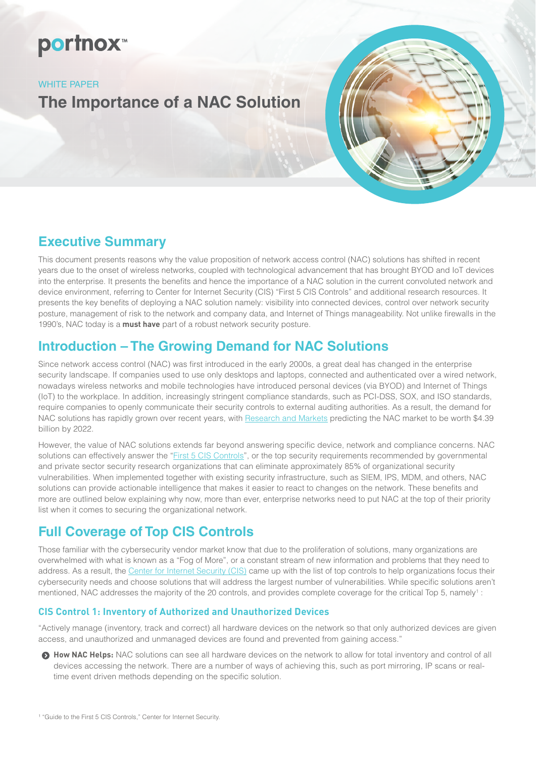portnox™

WHITE PAPER

# The Importance of a NAC Solution

## Executive Summary

This document presents reasons why the value proposition of network access control (NAC) solutions has shifted in recent years due to the onset of wireless networks, coupled with technological advancement that has brought BYOD and IoT devices into the enterprise. It presents the benefits and hence the importance of a NAC solution in the current convoluted network and device environment, referring to Center for Internet Security (CIS) "First 5 CIS Controls" and additional research resources. It presents the key benefits of deploying a NAC solution namely: visibility into connected devices, control over network security posture, management of risk to the network and company data, and Internet of Things manageability. Not unlike firewalls in the 1990's, NAC today is a **must have** part of a robust network security posture.

## Introduction – The Growing Demand for NAC Solutions

Since network access control (NAC) was first introduced in the early 2000s, a great deal has changed in the enterprise security landscape. If companies used to use only desktops and laptops, connected and authenticated over a wired network, nowadays wireless networks and mobile technologies have introduced personal devices (via BYOD) and Internet of Things (IoT) to the workplace. In addition, increasingly stringent compliance standards, such as PCI-DSS, SOX, and ISO standards, require companies to openly communicate their security controls to external auditing authorities. As a result, the demand for NAC solutions has rapidly grown over recent years, with Research and Markets predicting the NAC market to be worth $4.39 billion by 2022.

However, the value of NAC solutions extends far beyond answering specific device, network and compliance concerns. NAC solutions can effectively answer the "First 5 CIS Controls", or the top security requirements recommended by governmental and private sector security research organizations that can eliminate approximately 85% of organizational security vulnerabilities. When implemented together with existing security infrastructure, such as SIEM, IPS, MDM, and others, NAC solutions can provide actionable intelligence that makes it easier to react to changes on the network. These benefits and more are outlined below explaining why now, more than ever, enterprise networks need to put NAC at the top of their priority list when it comes to securing the organizational network.

## Full Coverage of Top CIS Controls

Those familiar with the cybersecurity vendor market know that due to the proliferation of solutions, many organizations are overwhelmed with what is known as a "Fog of More", or a constant stream of new information and problems that they need to address. As a result, the Center for Internet Security (CIS) came up with the list of top controls to help organizations focus their cybersecurity needs and choose solutions that will address the largest number of vulnerabilities. While specific solutions aren't mentioned, NAC addresses the majority of the 20 controls, and provides complete coverage for the critical Top 5, namely[1] :

### CIS Control 1: Inventory of Authorized and Unauthorized Devices

"Actively manage (inventory, track and correct) all hardware devices on the network so that only authorized devices are given access, and unauthorized and unmanaged devices are found and prevented from gaining access."

- **How NAC Helps:** NAC solutions can see all hardware devices on the network to allow for total inventory and control of all devices accessing the network. There are a number of ways of achieving this, such as port mirroring, IP scans or real-time event driven methods depending on the specific solution.

[1] "Guide to the First 5 CIS Controls," Center for Internet Security.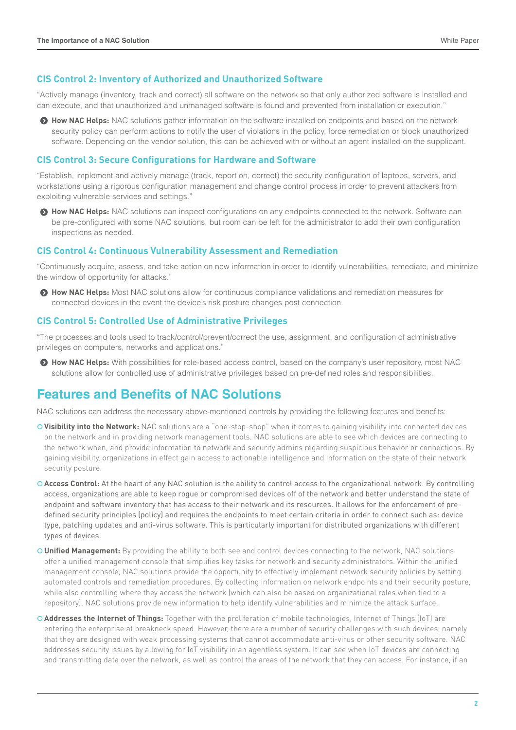### CIS Control 2: Inventory of Authorized and Unauthorized Software

"Actively manage (inventory, track and correct) all software on the network so that only authorized software is installed and can execute, and that unauthorized and unmanaged software is found and prevented from installation or execution."

- **How NAC Helps:** NAC solutions gather information on the software installed on endpoints and based on the network security policy can perform actions to notify the user of violations in the policy, force remediation or block unauthorized software. Depending on the vendor solution, this can be achieved with or without an agent installed on the supplicant.

### CIS Control 3: Secure Configurations for Hardware and Software

"Establish, implement and actively manage (track, report on, correct) the security configuration of laptops, servers, and workstations using a rigorous configuration management and change control process in order to prevent attackers from exploiting vulnerable services and settings."

- **How NAC Helps:** NAC solutions can inspect configurations on any endpoints connected to the network. Software can be pre-configured with some NAC solutions, but room can be left for the administrator to add their own configuration inspections as needed.

### CIS Control 4: Continuous Vulnerability Assessment and Remediation

"Continuously acquire, assess, and take action on new information in order to identify vulnerabilities, remediate, and minimize the window of opportunity for attacks."

- **How NAC Helps:** Most NAC solutions allow for continuous compliance validations and remediation measures for connected devices in the event the device's risk posture changes post connection.

### CIS Control 5: Controlled Use of Administrative Privileges

"The processes and tools used to track/control/prevent/correct the use, assignment, and configuration of administrative privileges on computers, networks and applications."

- **How NAC Helps:** With possibilities for role-based access control, based on the company's user repository, most NAC solutions allow for controlled use of administrative privileges based on pre-defined roles and responsibilities.

## Features and Benefits of NAC Solutions

NAC solutions can address the necessary above-mentioned controls by providing the following features and benefits:

- **Visibility into the Network:** NAC solutions are a "one-stop-shop" when it comes to gaining visibility into connected devices on the network and in providing network management tools. NAC solutions are able to see which devices are connecting to the network when, and provide information to network and security admins regarding suspicious behavior or connections. By gaining visibility, organizations in effect gain access to actionable intelligence and information on the state of their network security posture.
- **Access Control:** At the heart of any NAC solution is the ability to control access to the organizational network. By controlling access, organizations are able to keep rogue or compromised devices off of the network and better understand the state of endpoint and software inventory that has access to their network and its resources. It allows for the enforcement of pre-defined security principles (policy) and requires the endpoints to meet certain criteria in order to connect such as: device type, patching updates and anti-virus software. This is particularly important for distributed organizations with different types of devices.
- **Unified Management:** By providing the ability to both see and control devices connecting to the network, NAC solutions offer a unified management console that simplifies key tasks for network and security administrators. Within the unified management console, NAC solutions provide the opportunity to effectively implement network security policies by setting automated controls and remediation procedures. By collecting information on network endpoints and their security posture, while also controlling where they access the network (which can also be based on organizational roles when tied to a repository), NAC solutions provide new information to help identify vulnerabilities and minimize the attack surface.
- **Addresses the Internet of Things:** Together with the proliferation of mobile technologies, Internet of Things (IoT) are entering the enterprise at breakneck speed. However, there are a number of security challenges with such devices, namely that they are designed with weak processing systems that cannot accommodate anti-virus or other security software. NAC addresses security issues by allowing for IoT visibility in an agentless system. It can see when IoT devices are connecting and transmitting data over the network, as well as control the areas of the network that they can access. For instance, if an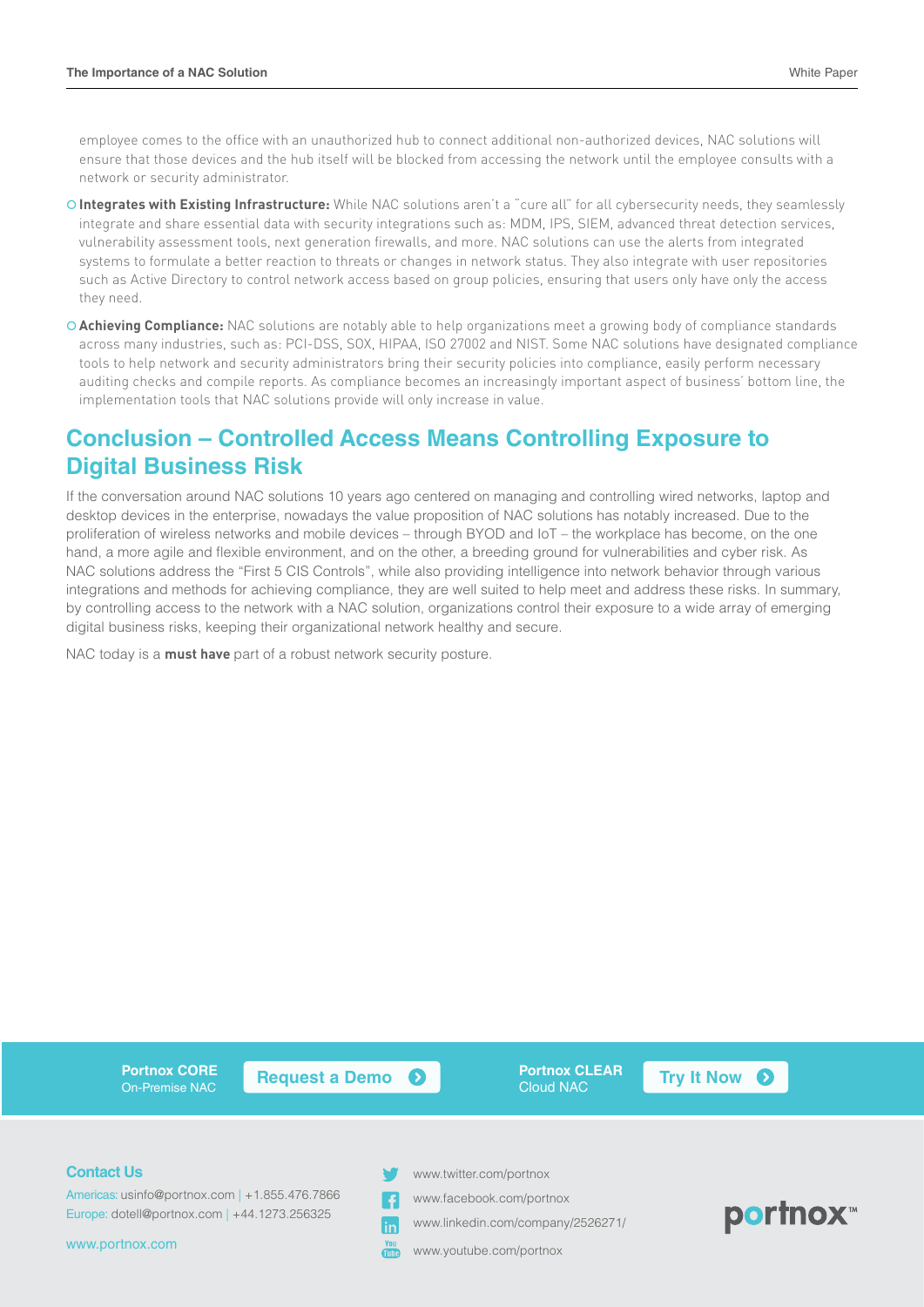employee comes to the office with an unauthorized hub to connect additional non-authorized devices, NAC solutions will ensure that those devices and the hub itself will be blocked from accessing the network until the employee consults with a network or security administrator.

- **Integrates with Existing Infrastructure:** While NAC solutions aren't a "cure all" for all cybersecurity needs, they seamlessly integrate and share essential data with security integrations such as: MDM, IPS, SIEM, advanced threat detection services, vulnerability assessment tools, next generation firewalls, and more. NAC solutions can use the alerts from integrated systems to formulate a better reaction to threats or changes in network status. They also integrate with user repositories such as Active Directory to control network access based on group policies, ensuring that users only have only the access they need.
- **Achieving Compliance:** NAC solutions are notably able to help organizations meet a growing body of compliance standards across many industries, such as: PCI-DSS, SOX, HIPAA, ISO 27002 and NIST. Some NAC solutions have designated compliance tools to help network and security administrators bring their security policies into compliance, easily perform necessary auditing checks and compile reports. As compliance becomes an increasingly important aspect of business' bottom line, the implementation tools that NAC solutions provide will only increase in value.

## Conclusion – Controlled Access Means Controlling Exposure to Digital Business Risk

If the conversation around NAC solutions 10 years ago centered on managing and controlling wired networks, laptop and desktop devices in the enterprise, nowadays the value proposition of NAC solutions has notably increased. Due to the proliferation of wireless networks and mobile devices – through BYOD and IoT – the workplace has become, on the one hand, a more agile and flexible environment, and on the other, a breeding ground for vulnerabilities and cyber risk. As NAC solutions address the "First 5 CIS Controls", while also providing intelligence into network behavior through various integrations and methods for achieving compliance, they are well suited to help meet and address these risks. In summary, by controlling access to the network with a NAC solution, organizations control their exposure to a wide array of emerging digital business risks, keeping their organizational network healthy and secure.

NAC today is a **must have** part of a robust network security posture.

**Portnox CORE** On-Premise NAC — Request a Demo

**Portnox CLEAR** Cloud NAC — Try It Now

### Contact Us

Americas: usinfo@portnox.com | +1.855.476.7866
Europe: dotell@portnox.com | +44.1273.256325

www.portnox.com

www.twitter.com/portnox
www.facebook.com/portnox
www.linkedin.com/company/2526271/
www.youtube.com/portnox

portnox™